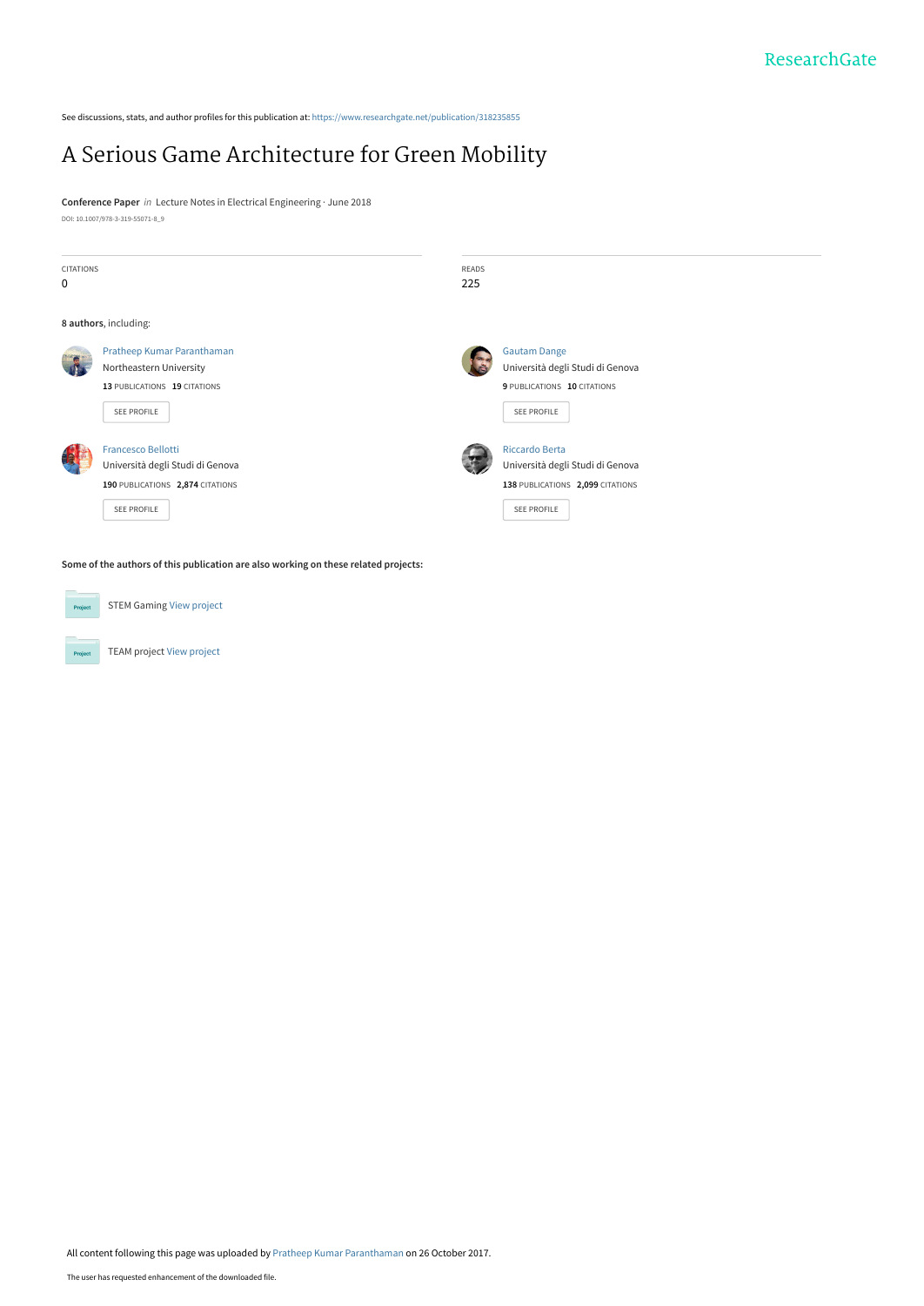See discussions, stats, and author profiles for this publication at: https://www.researchgate.net/publication/318235855

# A Serious Game Architecture for Green Mobility

**Conference Paper** *in* Lecture Notes in Electrical Engineering · June 2018

DOI: 10.1007/978-3-319-55071-8_9

| CITATIONS | READS |
| --- | --- |
| 0 | 225 |

**8 authors**, including:

**Pratheep Kumar Paranthaman**
Northeastern University
**13** PUBLICATIONS **19** CITATIONS
SEE PROFILE

**Gautam Dange**
Università degli Studi di Genova
**9** PUBLICATIONS **10** CITATIONS
SEE PROFILE

**Francesco Bellotti**
Università degli Studi di Genova
**190** PUBLICATIONS **2,874** CITATIONS
SEE PROFILE

**Riccardo Berta**
Università degli Studi di Genova
**138** PUBLICATIONS **2,099** CITATIONS
SEE PROFILE

**Some of the authors of this publication are also working on these related projects:**

STEM Gaming View project

TEAM project View project

All content following this page was uploaded by Pratheep Kumar Paranthaman on 26 October 2017.

The user has requested enhancement of the downloaded file.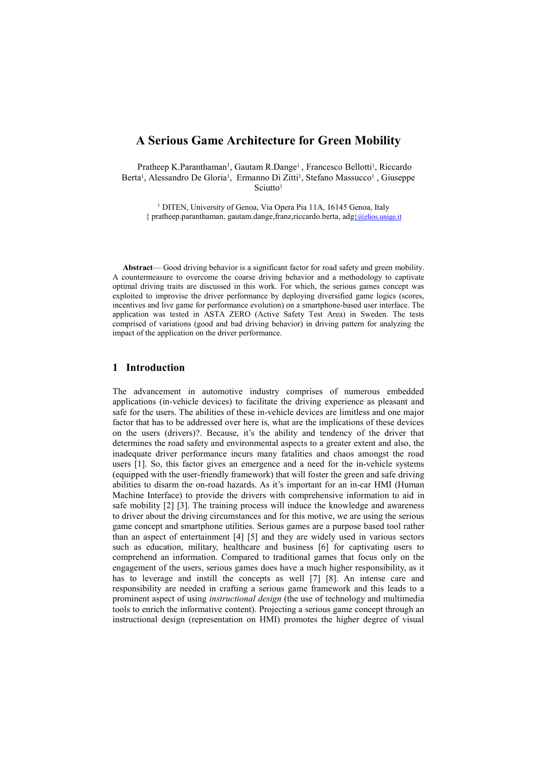# A Serious Game Architecture for Green Mobility

Pratheep K.Paranthaman[1], Gautam R.Dange[1] , Francesco Bellotti[1], Riccardo Berta[1], Alessandro De Gloria[1], Ermanno Di Zitti[1], Stefano Massucco[1] , Giuseppe Sciutto[1]

[1] DITEN, University of Genoa, Via Opera Pia 11A, 16145 Genoa, Italy
{ pratheep.paranthaman, gautam.dange,franz,riccardo.berta, adg}@elios.unige.it

**Abstract**— Good driving behavior is a significant factor for road safety and green mobility. A countermeasure to overcome the coarse driving behavior and a methodology to captivate optimal driving traits are discussed in this work. For which, the serious games concept was exploited to improvise the driver performance by deploying diversified game logics (scores, incentives and live game for performance evolution) on a smartphone-based user interface. The application was tested in ASTA ZERO (Active Safety Test Area) in Sweden. The tests comprised of variations (good and bad driving behavior) in driving pattern for analyzing the impact of the application on the driver performance.

## 1 Introduction

The advancement in automotive industry comprises of numerous embedded applications (in-vehicle devices) to facilitate the driving experience as pleasant and safe for the users. The abilities of these in-vehicle devices are limitless and one major factor that has to be addressed over here is, what are the implications of these devices on the users (drivers)?. Because, it's the ability and tendency of the driver that determines the road safety and environmental aspects to a greater extent and also, the inadequate driver performance incurs many fatalities and chaos amongst the road users [1]. So, this factor gives an emergence and a need for the in-vehicle systems (equipped with the user-friendly framework) that will foster the green and safe driving abilities to disarm the on-road hazards. As it's important for an in-car HMI (Human Machine Interface) to provide the drivers with comprehensive information to aid in safe mobility [2] [3]. The training process will induce the knowledge and awareness to driver about the driving circumstances and for this motive, we are using the serious game concept and smartphone utilities. Serious games are a purpose based tool rather than an aspect of entertainment [4] [5] and they are widely used in various sectors such as education, military, healthcare and business [6] for captivating users to comprehend an information. Compared to traditional games that focus only on the engagement of the users, serious games does have a much higher responsibility, as it has to leverage and instill the concepts as well [7] [8]. An intense care and responsibility are needed in crafting a serious game framework and this leads to a prominent aspect of using *instructional design* (the use of technology and multimedia tools to enrich the informative content). Projecting a serious game concept through an instructional design (representation on HMI) promotes the higher degree of visual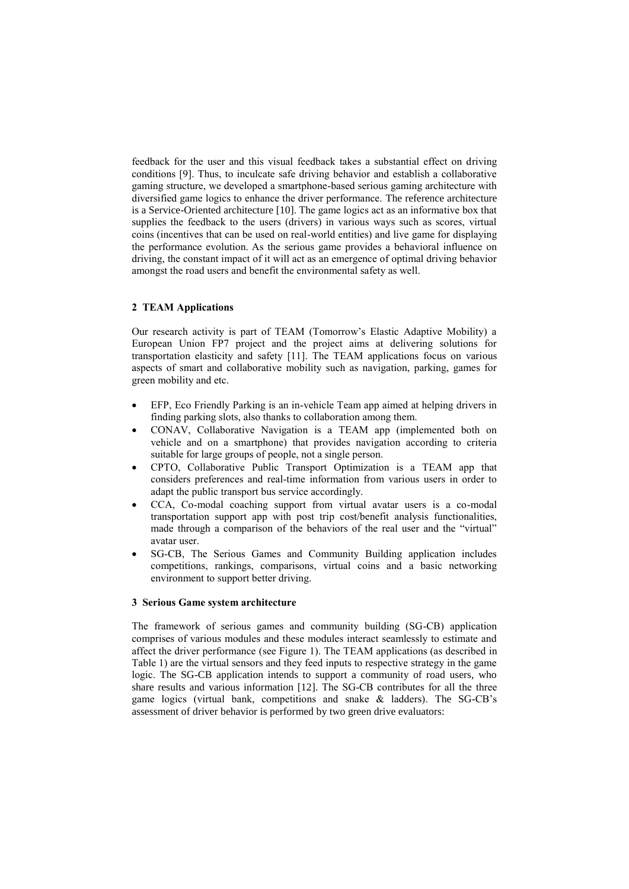feedback for the user and this visual feedback takes a substantial effect on driving conditions [9]. Thus, to inculcate safe driving behavior and establish a collaborative gaming structure, we developed a smartphone-based serious gaming architecture with diversified game logics to enhance the driver performance. The reference architecture is a Service-Oriented architecture [10]. The game logics act as an informative box that supplies the feedback to the users (drivers) in various ways such as scores, virtual coins (incentives that can be used on real-world entities) and live game for displaying the performance evolution. As the serious game provides a behavioral influence on driving, the constant impact of it will act as an emergence of optimal driving behavior amongst the road users and benefit the environmental safety as well.

## 2 TEAM Applications

Our research activity is part of TEAM (Tomorrow's Elastic Adaptive Mobility) a European Union FP7 project and the project aims at delivering solutions for transportation elasticity and safety [11]. The TEAM applications focus on various aspects of smart and collaborative mobility such as navigation, parking, games for green mobility and etc.

- EFP, Eco Friendly Parking is an in-vehicle Team app aimed at helping drivers in finding parking slots, also thanks to collaboration among them.
- CONAV, Collaborative Navigation is a TEAM app (implemented both on vehicle and on a smartphone) that provides navigation according to criteria suitable for large groups of people, not a single person.
- CPTO, Collaborative Public Transport Optimization is a TEAM app that considers preferences and real-time information from various users in order to adapt the public transport bus service accordingly.
- CCA, Co-modal coaching support from virtual avatar users is a co-modal transportation support app with post trip cost/benefit analysis functionalities, made through a comparison of the behaviors of the real user and the "virtual" avatar user.
- SG-CB, The Serious Games and Community Building application includes competitions, rankings, comparisons, virtual coins and a basic networking environment to support better driving.

## 3 Serious Game system architecture

The framework of serious games and community building (SG-CB) application comprises of various modules and these modules interact seamlessly to estimate and affect the driver performance (see Figure 1). The TEAM applications (as described in Table 1) are the virtual sensors and they feed inputs to respective strategy in the game logic. The SG-CB application intends to support a community of road users, who share results and various information [12]. The SG-CB contributes for all the three game logics (virtual bank, competitions and snake & ladders). The SG-CB's assessment of driver behavior is performed by two green drive evaluators: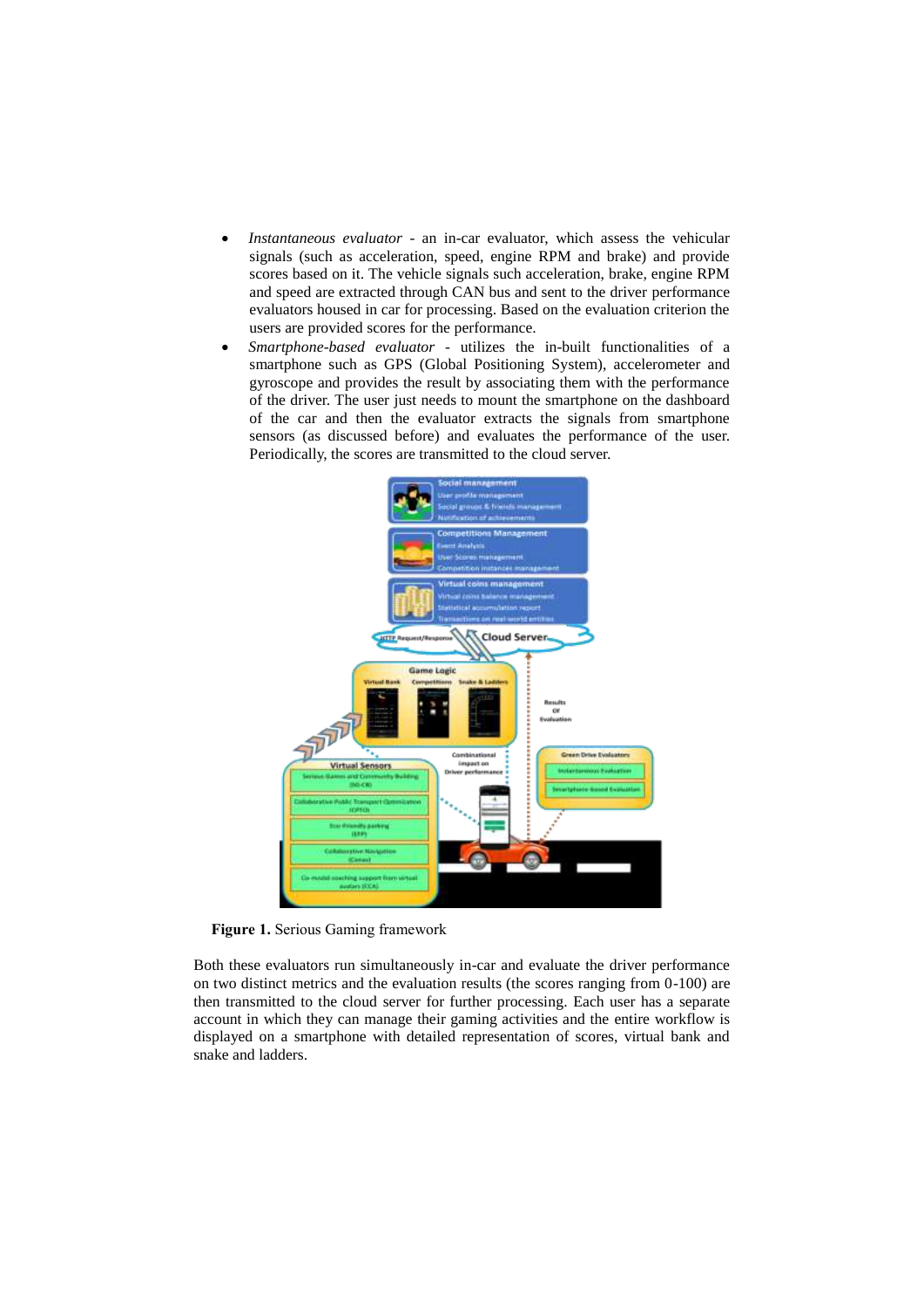- *Instantaneous evaluator* - an in-car evaluator, which assess the vehicular signals (such as acceleration, speed, engine RPM and brake) and provide scores based on it. The vehicle signals such acceleration, brake, engine RPM and speed are extracted through CAN bus and sent to the driver performance evaluators housed in car for processing. Based on the evaluation criterion the users are provided scores for the performance.
- *Smartphone-based evaluator* - utilizes the in-built functionalities of a smartphone such as GPS (Global Positioning System), accelerometer and gyroscope and provides the result by associating them with the performance of the driver. The user just needs to mount the smartphone on the dashboard of the car and then the evaluator extracts the signals from smartphone sensors (as discussed before) and evaluates the performance of the user. Periodically, the scores are transmitted to the cloud server.

**Figure 1.** Serious Gaming framework

Both these evaluators run simultaneously in-car and evaluate the driver performance on two distinct metrics and the evaluation results (the scores ranging from 0-100) are then transmitted to the cloud server for further processing. Each user has a separate account in which they can manage their gaming activities and the entire workflow is displayed on a smartphone with detailed representation of scores, virtual bank and snake and ladders.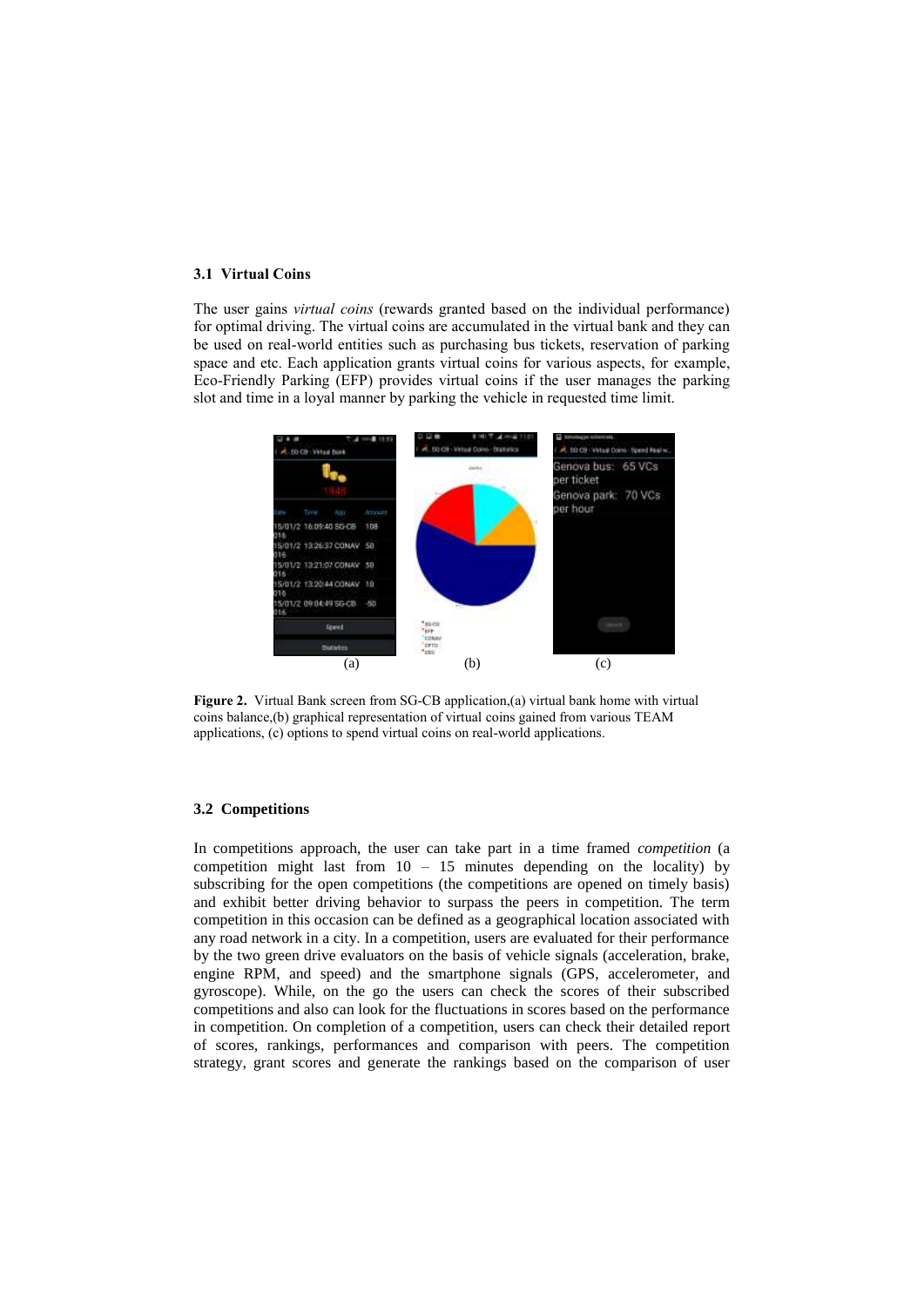### 3.1 Virtual Coins

The user gains *virtual coins* (rewards granted based on the individual performance) for optimal driving. The virtual coins are accumulated in the virtual bank and they can be used on real-world entities such as purchasing bus tickets, reservation of parking space and etc. Each application grants virtual coins for various aspects, for example, Eco-Friendly Parking (EFP) provides virtual coins if the user manages the parking slot and time in a loyal manner by parking the vehicle in requested time limit.

**Figure 2.** Virtual Bank screen from SG-CB application,(a) virtual bank home with virtual coins balance,(b) graphical representation of virtual coins gained from various TEAM applications, (c) options to spend virtual coins on real-world applications.

### 3.2 Competitions

In competitions approach, the user can take part in a time framed *competition* (a competition might last from 10 – 15 minutes depending on the locality) by subscribing for the open competitions (the competitions are opened on timely basis) and exhibit better driving behavior to surpass the peers in competition. The term competition in this occasion can be defined as a geographical location associated with any road network in a city. In a competition, users are evaluated for their performance by the two green drive evaluators on the basis of vehicle signals (acceleration, brake, engine RPM, and speed) and the smartphone signals (GPS, accelerometer, and gyroscope). While, on the go the users can check the scores of their subscribed competitions and also can look for the fluctuations in scores based on the performance in competition. On completion of a competition, users can check their detailed report of scores, rankings, performances and comparison with peers. The competition strategy, grant scores and generate the rankings based on the comparison of user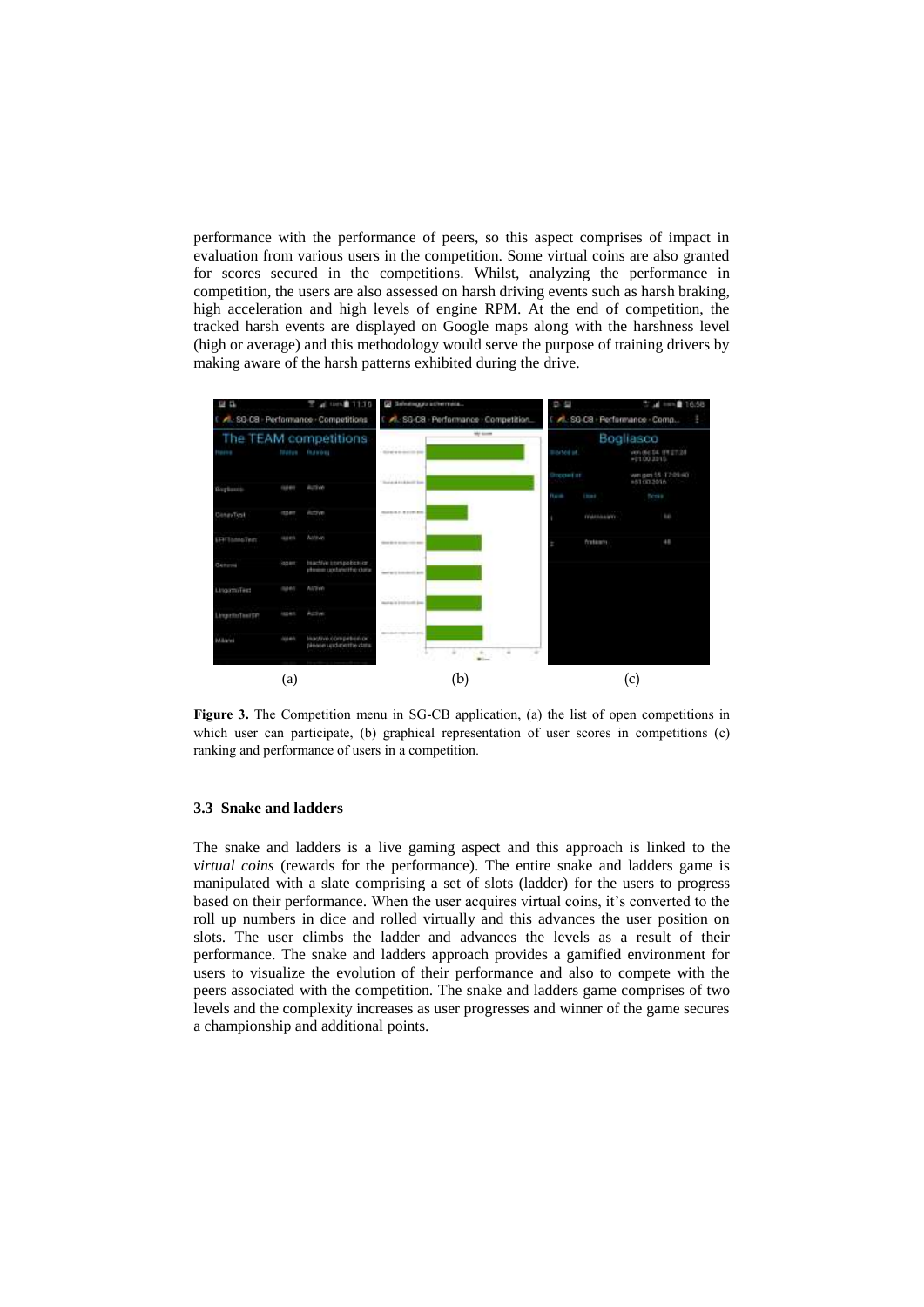performance with the performance of peers, so this aspect comprises of impact in evaluation from various users in the competition. Some virtual coins are also granted for scores secured in the competitions. Whilst, analyzing the performance in competition, the users are also assessed on harsh driving events such as harsh braking, high acceleration and high levels of engine RPM. At the end of competition, the tracked harsh events are displayed on Google maps along with the harshness level (high or average) and this methodology would serve the purpose of training drivers by making aware of the harsh patterns exhibited during the drive.

(a) (b) (c)

**Figure 3.** The Competition menu in SG-CB application, (a) the list of open competitions in which user can participate, (b) graphical representation of user scores in competitions (c) ranking and performance of users in a competition.

### 3.3 Snake and ladders

The snake and ladders is a live gaming aspect and this approach is linked to the *virtual coins* (rewards for the performance). The entire snake and ladders game is manipulated with a slate comprising a set of slots (ladder) for the users to progress based on their performance. When the user acquires virtual coins, it's converted to the roll up numbers in dice and rolled virtually and this advances the user position on slots. The user climbs the ladder and advances the levels as a result of their performance. The snake and ladders approach provides a gamified environment for users to visualize the evolution of their performance and also to compete with the peers associated with the competition. The snake and ladders game comprises of two levels and the complexity increases as user progresses and winner of the game secures a championship and additional points.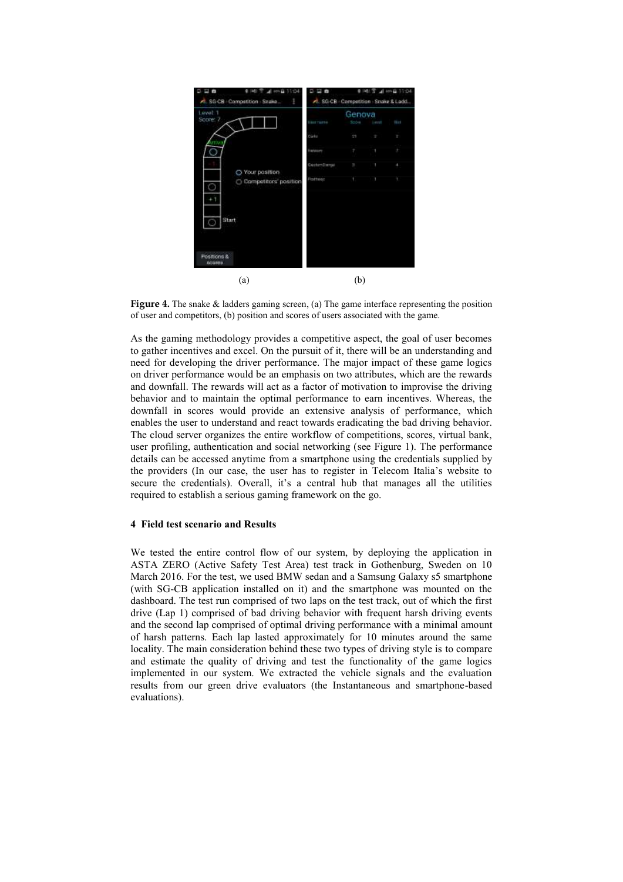**Figure 4.** The snake & ladders gaming screen, (a) The game interface representing the position of user and competitors, (b) position and scores of users associated with the game.

As the gaming methodology provides a competitive aspect, the goal of user becomes to gather incentives and excel. On the pursuit of it, there will be an understanding and need for developing the driver performance. The major impact of these game logics on driver performance would be an emphasis on two attributes, which are the rewards and downfall. The rewards will act as a factor of motivation to improvise the driving behavior and to maintain the optimal performance to earn incentives. Whereas, the downfall in scores would provide an extensive analysis of performance, which enables the user to understand and react towards eradicating the bad driving behavior. The cloud server organizes the entire workflow of competitions, scores, virtual bank, user profiling, authentication and social networking (see Figure 1). The performance details can be accessed anytime from a smartphone using the credentials supplied by the providers (In our case, the user has to register in Telecom Italia's website to secure the credentials). Overall, it's a central hub that manages all the utilities required to establish a serious gaming framework on the go.

## 4 Field test scenario and Results

We tested the entire control flow of our system, by deploying the application in ASTA ZERO (Active Safety Test Area) test track in Gothenburg, Sweden on 10 March 2016. For the test, we used BMW sedan and a Samsung Galaxy s5 smartphone (with SG-CB application installed on it) and the smartphone was mounted on the dashboard. The test run comprised of two laps on the test track, out of which the first drive (Lap 1) comprised of bad driving behavior with frequent harsh driving events and the second lap comprised of optimal driving performance with a minimal amount of harsh patterns. Each lap lasted approximately for 10 minutes around the same locality. The main consideration behind these two types of driving style is to compare and estimate the quality of driving and test the functionality of the game logics implemented in our system. We extracted the vehicle signals and the evaluation results from our green drive evaluators (the Instantaneous and smartphone-based evaluations).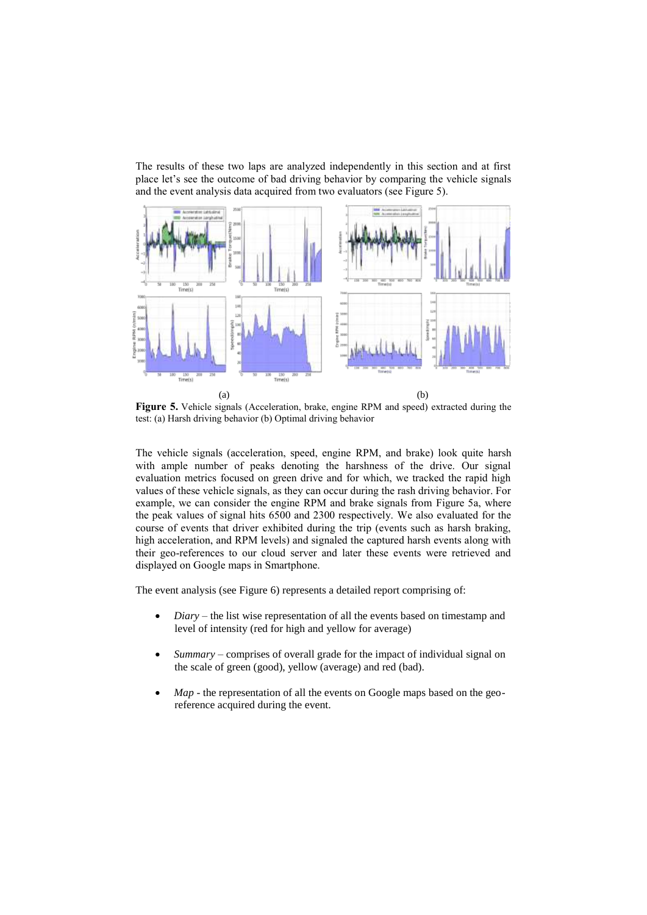The results of these two laps are analyzed independently in this section and at first place let's see the outcome of bad driving behavior by comparing the vehicle signals and the event analysis data acquired from two evaluators (see Figure 5).

(a) (b)

**Figure 5.** Vehicle signals (Acceleration, brake, engine RPM and speed) extracted during the test: (a) Harsh driving behavior (b) Optimal driving behavior

The vehicle signals (acceleration, speed, engine RPM, and brake) look quite harsh with ample number of peaks denoting the harshness of the drive. Our signal evaluation metrics focused on green drive and for which, we tracked the rapid high values of these vehicle signals, as they can occur during the rash driving behavior. For example, we can consider the engine RPM and brake signals from Figure 5a, where the peak values of signal hits 6500 and 2300 respectively. We also evaluated for the course of events that driver exhibited during the trip (events such as harsh braking, high acceleration, and RPM levels) and signaled the captured harsh events along with their geo-references to our cloud server and later these events were retrieved and displayed on Google maps in Smartphone.

The event analysis (see Figure 6) represents a detailed report comprising of:

- *Diary* – the list wise representation of all the events based on timestamp and level of intensity (red for high and yellow for average)
- *Summary* – comprises of overall grade for the impact of individual signal on the scale of green (good), yellow (average) and red (bad).
- *Map* - the representation of all the events on Google maps based on the geo-reference acquired during the event.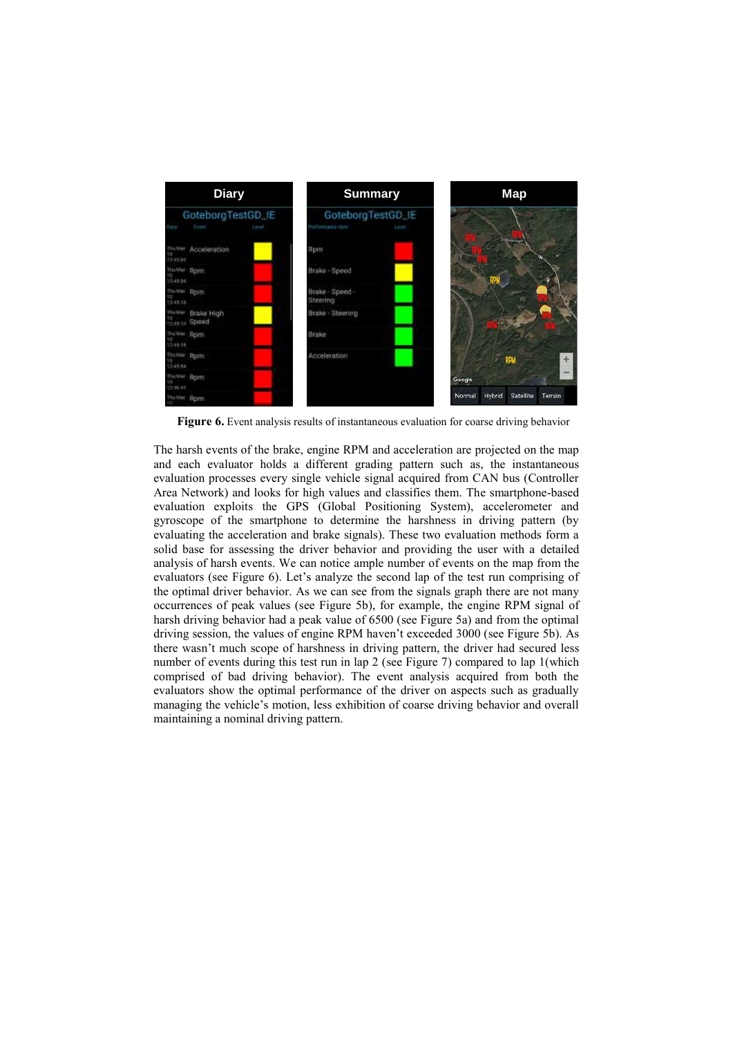**Figure 6.** Event analysis results of instantaneous evaluation for coarse driving behavior

The harsh events of the brake, engine RPM and acceleration are projected on the map and each evaluator holds a different grading pattern such as, the instantaneous evaluation processes every single vehicle signal acquired from CAN bus (Controller Area Network) and looks for high values and classifies them. The smartphone-based evaluation exploits the GPS (Global Positioning System), accelerometer and gyroscope of the smartphone to determine the harshness in driving pattern (by evaluating the acceleration and brake signals). These two evaluation methods form a solid base for assessing the driver behavior and providing the user with a detailed analysis of harsh events. We can notice ample number of events on the map from the evaluators (see Figure 6). Let's analyze the second lap of the test run comprising of the optimal driver behavior. As we can see from the signals graph there are not many occurrences of peak values (see Figure 5b), for example, the engine RPM signal of harsh driving behavior had a peak value of 6500 (see Figure 5a) and from the optimal driving session, the values of engine RPM haven't exceeded 3000 (see Figure 5b). As there wasn't much scope of harshness in driving pattern, the driver had secured less number of events during this test run in lap 2 (see Figure 7) compared to lap 1(which comprised of bad driving behavior). The event analysis acquired from both the evaluators show the optimal performance of the driver on aspects such as gradually managing the vehicle's motion, less exhibition of coarse driving behavior and overall maintaining a nominal driving pattern.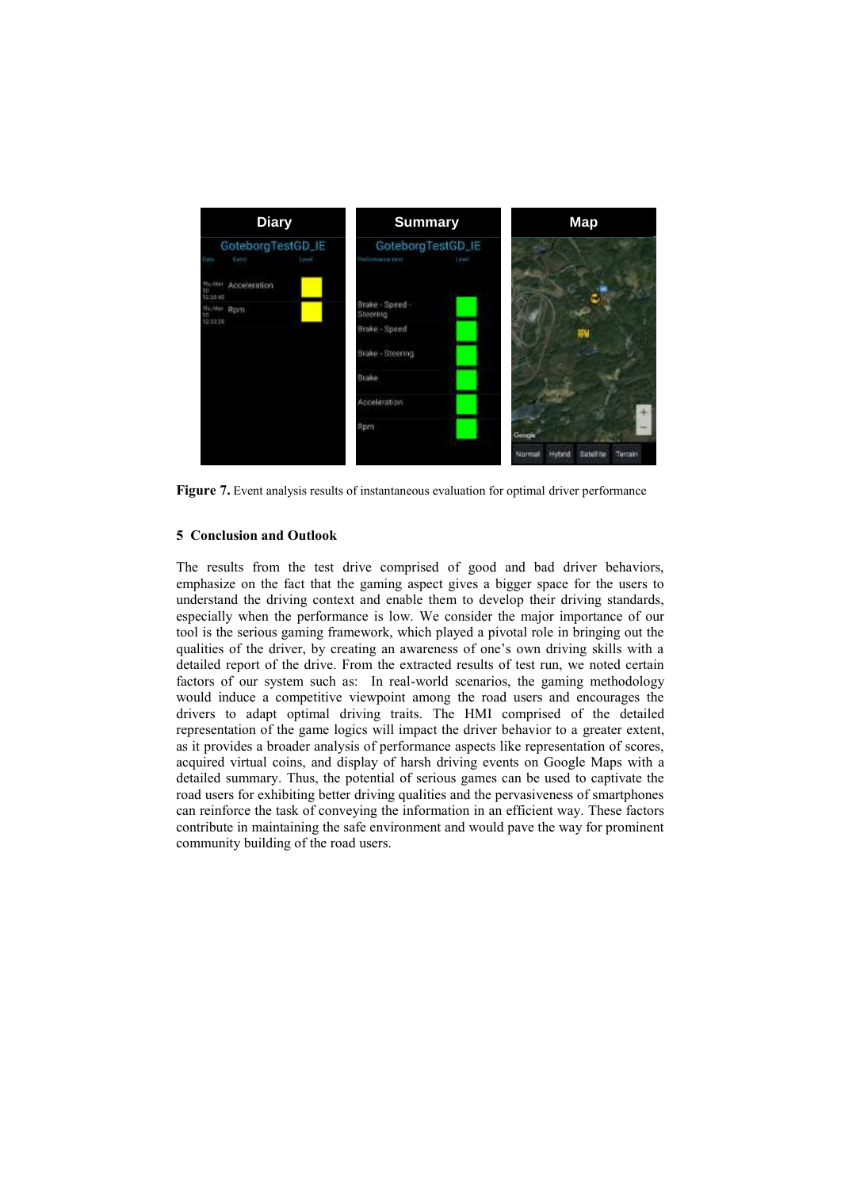**Figure 7.** Event analysis results of instantaneous evaluation for optimal driver performance

## 5 Conclusion and Outlook

The results from the test drive comprised of good and bad driver behaviors, emphasize on the fact that the gaming aspect gives a bigger space for the users to understand the driving context and enable them to develop their driving standards, especially when the performance is low. We consider the major importance of our tool is the serious gaming framework, which played a pivotal role in bringing out the qualities of the driver, by creating an awareness of one's own driving skills with a detailed report of the drive. From the extracted results of test run, we noted certain factors of our system such as: In real-world scenarios, the gaming methodology would induce a competitive viewpoint among the road users and encourages the drivers to adapt optimal driving traits. The HMI comprised of the detailed representation of the game logics will impact the driver behavior to a greater extent, as it provides a broader analysis of performance aspects like representation of scores, acquired virtual coins, and display of harsh driving events on Google Maps with a detailed summary. Thus, the potential of serious games can be used to captivate the road users for exhibiting better driving qualities and the pervasiveness of smartphones can reinforce the task of conveying the information in an efficient way. These factors contribute in maintaining the safe environment and would pave the way for prominent community building of the road users.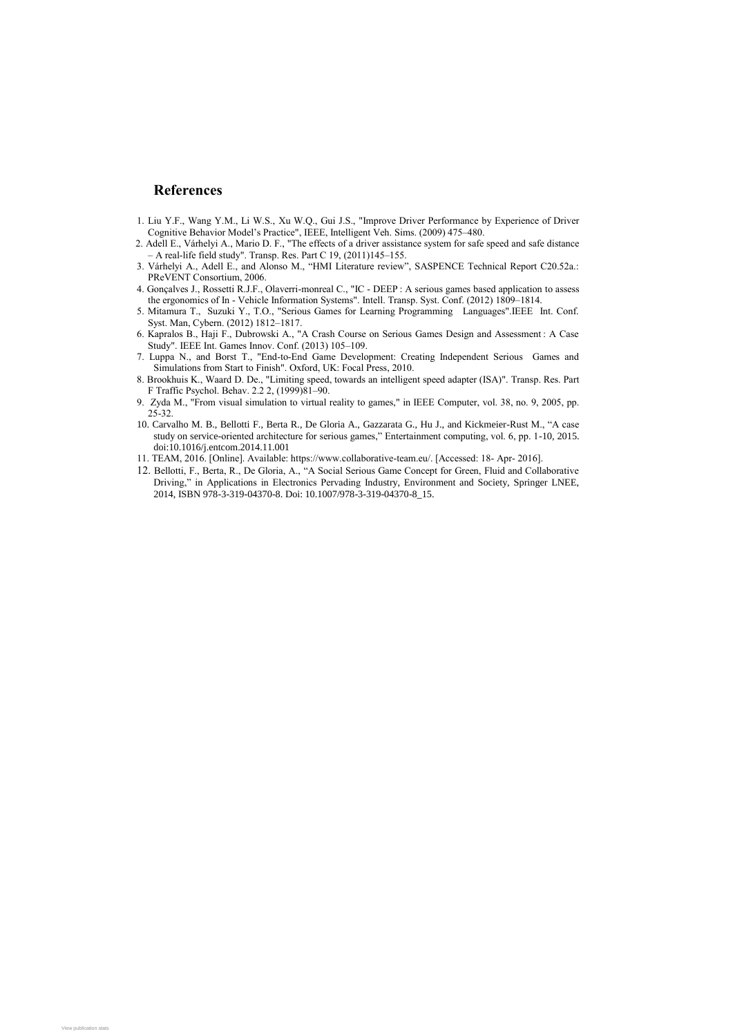## References

1. Liu Y.F., Wang Y.M., Li W.S., Xu W.Q., Gui J.S., "Improve Driver Performance by Experience of Driver Cognitive Behavior Model's Practice", IEEE, Intelligent Veh. Sims. (2009) 475–480.
2. Adell E., Várhelyi A., Mario D. F., "The effects of a driver assistance system for safe speed and safe distance – A real-life field study". Transp. Res. Part C 19, (2011)145–155.
3. Várhelyi A., Adell E., and Alonso M., "HMI Literature review", SASPENCE Technical Report C20.52a.: PReVENT Consortium, 2006.
4. Gonçalves J., Rossetti R.J.F., Olaverri-monreal C., "IC - DEEP : A serious games based application to assess the ergonomics of In - Vehicle Information Systems". Intell. Transp. Syst. Conf. (2012) 1809–1814.
5. Mitamura T., Suzuki Y., T.O., "Serious Games for Learning Programming Languages".IEEE Int. Conf. Syst. Man, Cybern. (2012) 1812–1817.
6. Kapralos B., Haji F., Dubrowski A., "A Crash Course on Serious Games Design and Assessment : A Case Study". IEEE Int. Games Innov. Conf. (2013) 105–109.
7. Luppa N., and Borst T., "End-to-End Game Development: Creating Independent Serious Games and Simulations from Start to Finish". Oxford, UK: Focal Press, 2010.
8. Brookhuis K., Waard D. De., "Limiting speed, towards an intelligent speed adapter (ISA)". Transp. Res. Part F Traffic Psychol. Behav. 2.2 2, (1999)81–90.
9. Zyda M., "From visual simulation to virtual reality to games," in IEEE Computer, vol. 38, no. 9, 2005, pp. 25-32.
10. Carvalho M. B., Bellotti F., Berta R., De Gloria A., Gazzarata G., Hu J., and Kickmeier-Rust M., "A case study on service-oriented architecture for serious games," Entertainment computing, vol. 6, pp. 1-10, 2015. doi:10.1016/j.entcom.2014.11.001
11. TEAM, 2016. [Online]. Available: https://www.collaborative-team.eu/. [Accessed: 18- Apr- 2016].
12. Bellotti, F., Berta, R., De Gloria, A., "A Social Serious Game Concept for Green, Fluid and Collaborative Driving," in Applications in Electronics Pervading Industry, Environment and Society, Springer LNEE, 2014, ISBN 978-3-319-04370-8. Doi: 10.1007/978-3-319-04370-8_15.